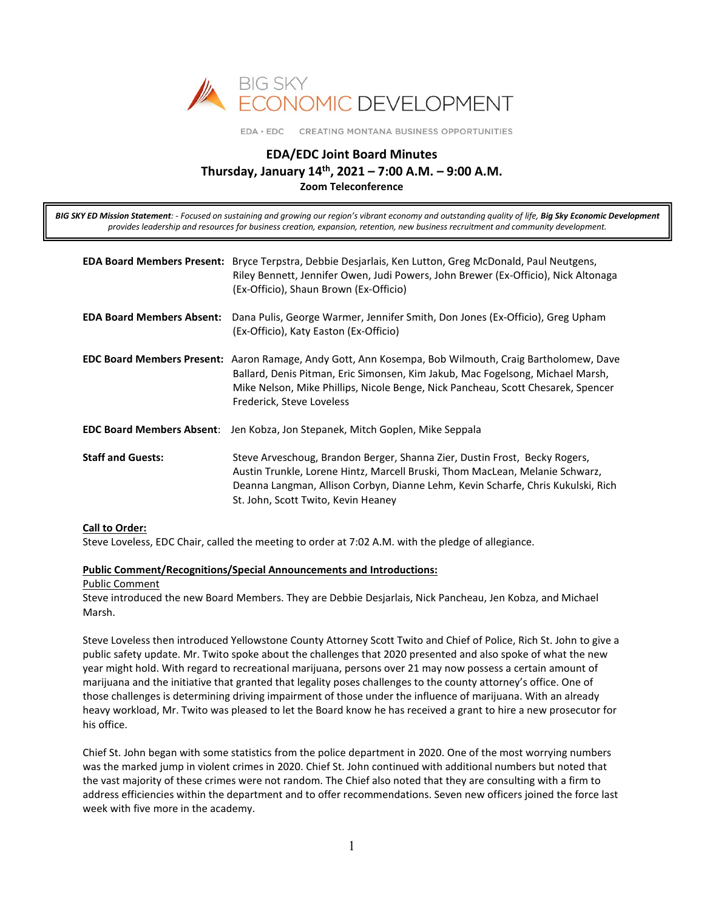BIG SKY ECONOMIC DEVELOPMENT

EDA • EDC CREATING MONTANA BUSINESS OPPORTUNITIES

# EDA/EDC Joint Board Minutes

## Thursday, January 14th, 2021 – 7:00 A.M. – 9:00 A.M.

**Zoom Teleconference**

> ***BIG SKY ED Mission Statement****: - Focused on sustaining and growing our region's vibrant economy and outstanding quality of life,* ***Big Sky Economic Development*** *provides leadership and resources for business creation, expansion, retention, new business recruitment and community development.*

**EDA Board Members Present:** Bryce Terpstra, Debbie Desjarlais, Ken Lutton, Greg McDonald, Paul Neutgens, Riley Bennett, Jennifer Owen, Judi Powers, John Brewer (Ex-Officio), Nick Altonaga (Ex-Officio), Shaun Brown (Ex-Officio)

**EDA Board Members Absent:** Dana Pulis, George Warmer, Jennifer Smith, Don Jones (Ex-Officio), Greg Upham (Ex-Officio), Katy Easton (Ex-Officio)

**EDC Board Members Present:** Aaron Ramage, Andy Gott, Ann Kosempa, Bob Wilmouth, Craig Bartholomew, Dave Ballard, Denis Pitman, Eric Simonsen, Kim Jakub, Mac Fogelsong, Michael Marsh, Mike Nelson, Mike Phillips, Nicole Benge, Nick Pancheau, Scott Chesarek, Spencer Frederick, Steve Loveless

**EDC Board Members Absent**: Jen Kobza, Jon Stepanek, Mitch Goplen, Mike Seppala

**Staff and Guests:** Steve Arveschoug, Brandon Berger, Shanna Zier, Dustin Frost, Becky Rogers, Austin Trunkle, Lorene Hintz, Marcell Bruski, Thom MacLean, Melanie Schwarz, Deanna Langman, Allison Corbyn, Dianne Lehm, Kevin Scharfe, Chris Kukulski, Rich St. John, Scott Twito, Kevin Heaney

**Call to Order:**

Steve Loveless, EDC Chair, called the meeting to order at 7:02 A.M. with the pledge of allegiance.

**Public Comment/Recognitions/Special Announcements and Introductions:**

Public Comment

Steve introduced the new Board Members. They are Debbie Desjarlais, Nick Pancheau, Jen Kobza, and Michael Marsh.

Steve Loveless then introduced Yellowstone County Attorney Scott Twito and Chief of Police, Rich St. John to give a public safety update. Mr. Twito spoke about the challenges that 2020 presented and also spoke of what the new year might hold. With regard to recreational marijuana, persons over 21 may now possess a certain amount of marijuana and the initiative that granted that legality poses challenges to the county attorney's office. One of those challenges is determining driving impairment of those under the influence of marijuana. With an already heavy workload, Mr. Twito was pleased to let the Board know he has received a grant to hire a new prosecutor for his office.

Chief St. John began with some statistics from the police department in 2020. One of the most worrying numbers was the marked jump in violent crimes in 2020. Chief St. John continued with additional numbers but noted that the vast majority of these crimes were not random. The Chief also noted that they are consulting with a firm to address efficiencies within the department and to offer recommendations. Seven new officers joined the force last week with five more in the academy.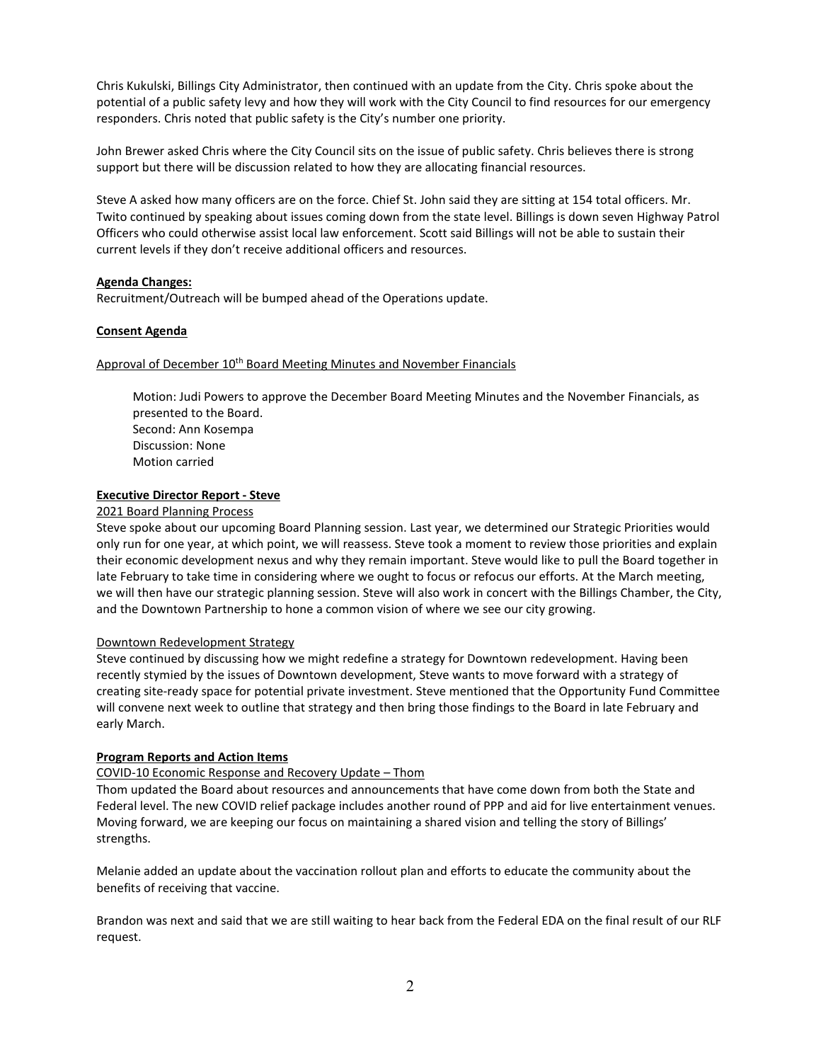Chris Kukulski, Billings City Administrator, then continued with an update from the City. Chris spoke about the potential of a public safety levy and how they will work with the City Council to find resources for our emergency responders. Chris noted that public safety is the City's number one priority.

John Brewer asked Chris where the City Council sits on the issue of public safety. Chris believes there is strong support but there will be discussion related to how they are allocating financial resources.

Steve A asked how many officers are on the force. Chief St. John said they are sitting at 154 total officers. Mr. Twito continued by speaking about issues coming down from the state level. Billings is down seven Highway Patrol Officers who could otherwise assist local law enforcement. Scott said Billings will not be able to sustain their current levels if they don't receive additional officers and resources.

**Agenda Changes:**

Recruitment/Outreach will be bumped ahead of the Operations update.

**Consent Agenda**

Approval of December 10th Board Meeting Minutes and November Financials

> Motion: Judi Powers to approve the December Board Meeting Minutes and the November Financials, as presented to the Board.
> Second: Ann Kosempa
> Discussion: None
> Motion carried

**Executive Director Report - Steve**

2021 Board Planning Process

Steve spoke about our upcoming Board Planning session. Last year, we determined our Strategic Priorities would only run for one year, at which point, we will reassess. Steve took a moment to review those priorities and explain their economic development nexus and why they remain important. Steve would like to pull the Board together in late February to take time in considering where we ought to focus or refocus our efforts. At the March meeting, we will then have our strategic planning session. Steve will also work in concert with the Billings Chamber, the City, and the Downtown Partnership to hone a common vision of where we see our city growing.

Downtown Redevelopment Strategy

Steve continued by discussing how we might redefine a strategy for Downtown redevelopment. Having been recently stymied by the issues of Downtown development, Steve wants to move forward with a strategy of creating site-ready space for potential private investment. Steve mentioned that the Opportunity Fund Committee will convene next week to outline that strategy and then bring those findings to the Board in late February and early March.

**Program Reports and Action Items**

COVID-10 Economic Response and Recovery Update – Thom

Thom updated the Board about resources and announcements that have come down from both the State and Federal level. The new COVID relief package includes another round of PPP and aid for live entertainment venues. Moving forward, we are keeping our focus on maintaining a shared vision and telling the story of Billings' strengths.

Melanie added an update about the vaccination rollout plan and efforts to educate the community about the benefits of receiving that vaccine.

Brandon was next and said that we are still waiting to hear back from the Federal EDA on the final result of our RLF request.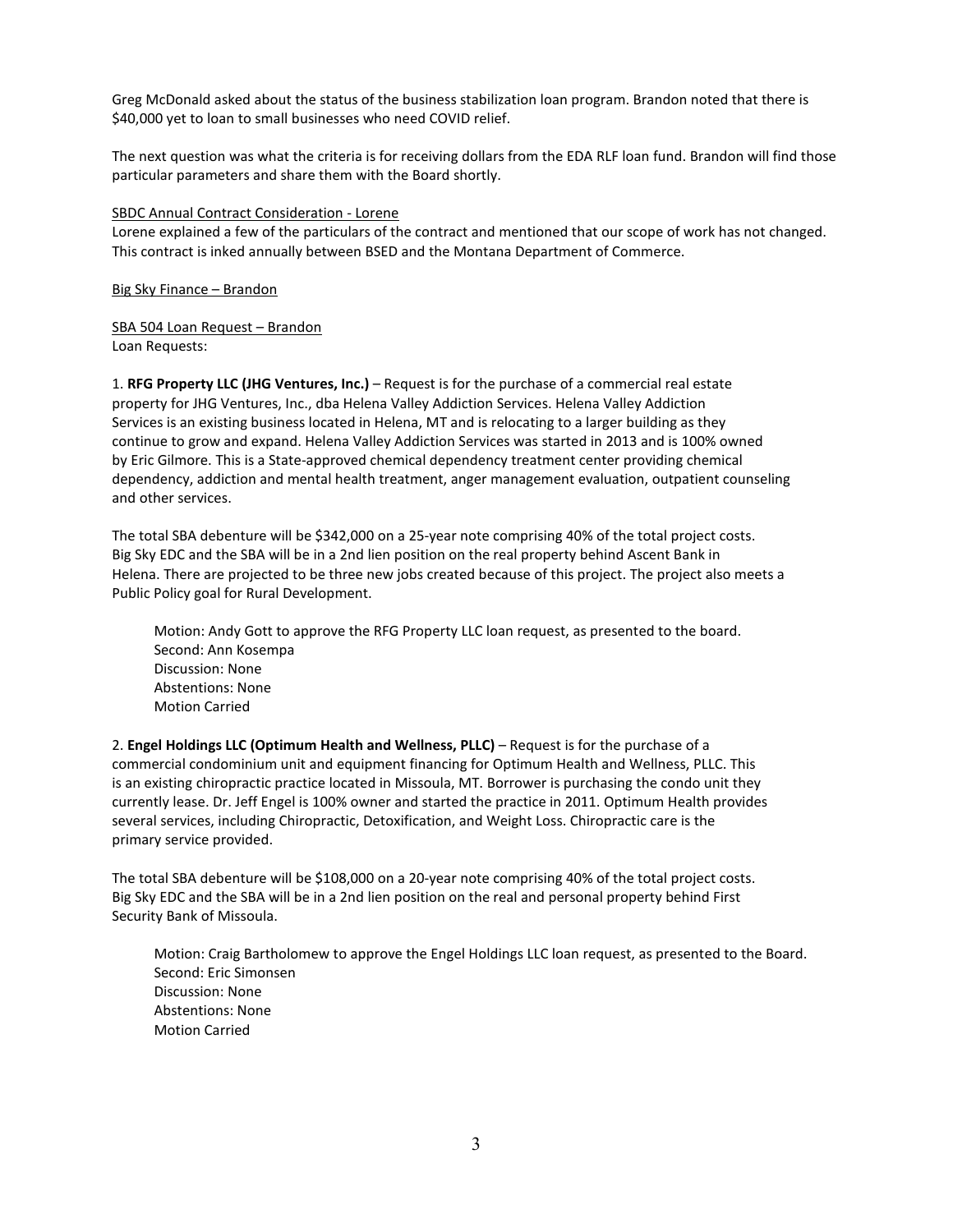Greg McDonald asked about the status of the business stabilization loan program. Brandon noted that there is $40,000 yet to loan to small businesses who need COVID relief.

The next question was what the criteria is for receiving dollars from the EDA RLF loan fund. Brandon will find those particular parameters and share them with the Board shortly.

<u>SBDC Annual Contract Consideration - Lorene</u>
Lorene explained a few of the particulars of the contract and mentioned that our scope of work has not changed. This contract is inked annually between BSED and the Montana Department of Commerce.

<u>Big Sky Finance – Brandon</u>

<u>SBA 504 Loan Request – Brandon</u>
Loan Requests:

1. **RFG Property LLC (JHG Ventures, Inc.)** – Request is for the purchase of a commercial real estate property for JHG Ventures, Inc., dba Helena Valley Addiction Services. Helena Valley Addiction Services is an existing business located in Helena, MT and is relocating to a larger building as they continue to grow and expand. Helena Valley Addiction Services was started in 2013 and is 100% owned by Eric Gilmore. This is a State-approved chemical dependency treatment center providing chemical dependency, addiction and mental health treatment, anger management evaluation, outpatient counseling and other services.

The total SBA debenture will be $342,000 on a 25-year note comprising 40% of the total project costs. Big Sky EDC and the SBA will be in a 2nd lien position on the real property behind Ascent Bank in Helena. There are projected to be three new jobs created because of this project. The project also meets a Public Policy goal for Rural Development.

> Motion: Andy Gott to approve the RFG Property LLC loan request, as presented to the board.
> Second: Ann Kosempa
> Discussion: None
> Abstentions: None
> Motion Carried

2. **Engel Holdings LLC (Optimum Health and Wellness, PLLC)** – Request is for the purchase of a commercial condominium unit and equipment financing for Optimum Health and Wellness, PLLC. This is an existing chiropractic practice located in Missoula, MT. Borrower is purchasing the condo unit they currently lease. Dr. Jeff Engel is 100% owner and started the practice in 2011. Optimum Health provides several services, including Chiropractic, Detoxification, and Weight Loss. Chiropractic care is the primary service provided.

The total SBA debenture will be $108,000 on a 20-year note comprising 40% of the total project costs. Big Sky EDC and the SBA will be in a 2nd lien position on the real and personal property behind First Security Bank of Missoula.

> Motion: Craig Bartholomew to approve the Engel Holdings LLC loan request, as presented to the Board.
> Second: Eric Simonsen
> Discussion: None
> Abstentions: None
> Motion Carried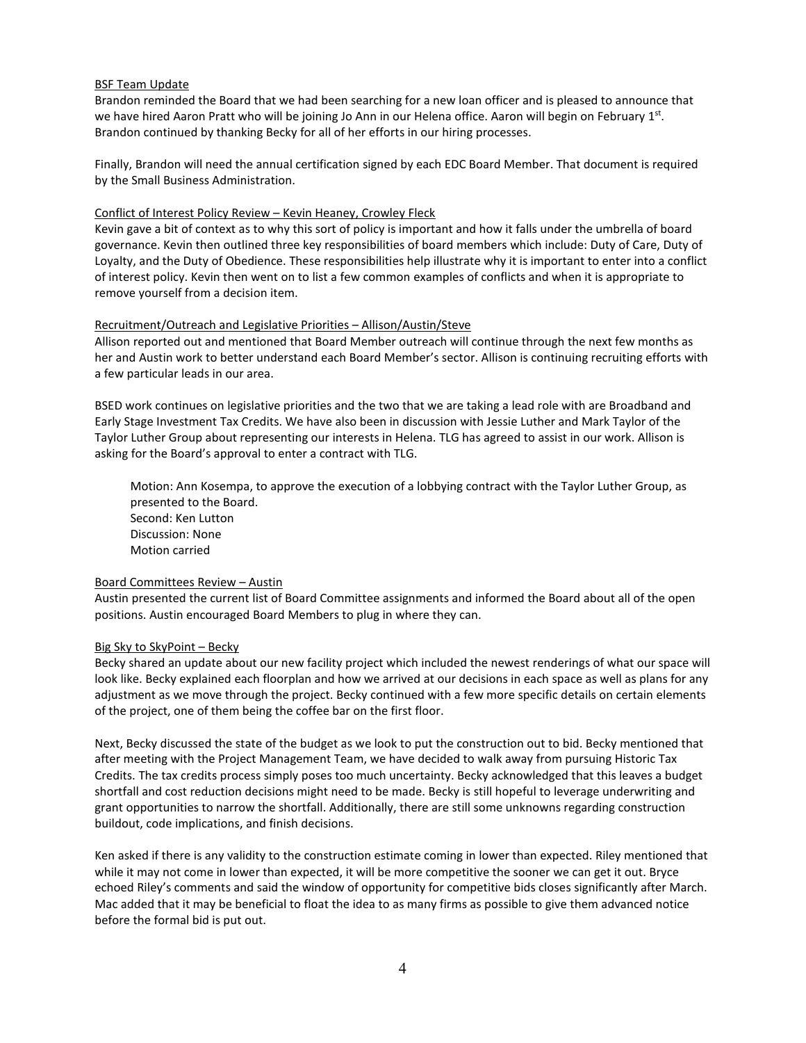BSF Team Update

Brandon reminded the Board that we had been searching for a new loan officer and is pleased to announce that we have hired Aaron Pratt who will be joining Jo Ann in our Helena office. Aaron will begin on February 1st. Brandon continued by thanking Becky for all of her efforts in our hiring processes.

Finally, Brandon will need the annual certification signed by each EDC Board Member. That document is required by the Small Business Administration.

Conflict of Interest Policy Review – Kevin Heaney, Crowley Fleck

Kevin gave a bit of context as to why this sort of policy is important and how it falls under the umbrella of board governance. Kevin then outlined three key responsibilities of board members which include: Duty of Care, Duty of Loyalty, and the Duty of Obedience. These responsibilities help illustrate why it is important to enter into a conflict of interest policy. Kevin then went on to list a few common examples of conflicts and when it is appropriate to remove yourself from a decision item.

Recruitment/Outreach and Legislative Priorities – Allison/Austin/Steve

Allison reported out and mentioned that Board Member outreach will continue through the next few months as her and Austin work to better understand each Board Member's sector. Allison is continuing recruiting efforts with a few particular leads in our area.

BSED work continues on legislative priorities and the two that we are taking a lead role with are Broadband and Early Stage Investment Tax Credits. We have also been in discussion with Jessie Luther and Mark Taylor of the Taylor Luther Group about representing our interests in Helena. TLG has agreed to assist in our work. Allison is asking for the Board's approval to enter a contract with TLG.

> Motion: Ann Kosempa, to approve the execution of a lobbying contract with the Taylor Luther Group, as presented to the Board.
> Second: Ken Lutton
> Discussion: None
> Motion carried

Board Committees Review – Austin

Austin presented the current list of Board Committee assignments and informed the Board about all of the open positions. Austin encouraged Board Members to plug in where they can.

Big Sky to SkyPoint – Becky

Becky shared an update about our new facility project which included the newest renderings of what our space will look like. Becky explained each floorplan and how we arrived at our decisions in each space as well as plans for any adjustment as we move through the project. Becky continued with a few more specific details on certain elements of the project, one of them being the coffee bar on the first floor.

Next, Becky discussed the state of the budget as we look to put the construction out to bid. Becky mentioned that after meeting with the Project Management Team, we have decided to walk away from pursuing Historic Tax Credits. The tax credits process simply poses too much uncertainty. Becky acknowledged that this leaves a budget shortfall and cost reduction decisions might need to be made. Becky is still hopeful to leverage underwriting and grant opportunities to narrow the shortfall. Additionally, there are still some unknowns regarding construction buildout, code implications, and finish decisions.

Ken asked if there is any validity to the construction estimate coming in lower than expected. Riley mentioned that while it may not come in lower than expected, it will be more competitive the sooner we can get it out. Bryce echoed Riley's comments and said the window of opportunity for competitive bids closes significantly after March. Mac added that it may be beneficial to float the idea to as many firms as possible to give them advanced notice before the formal bid is put out.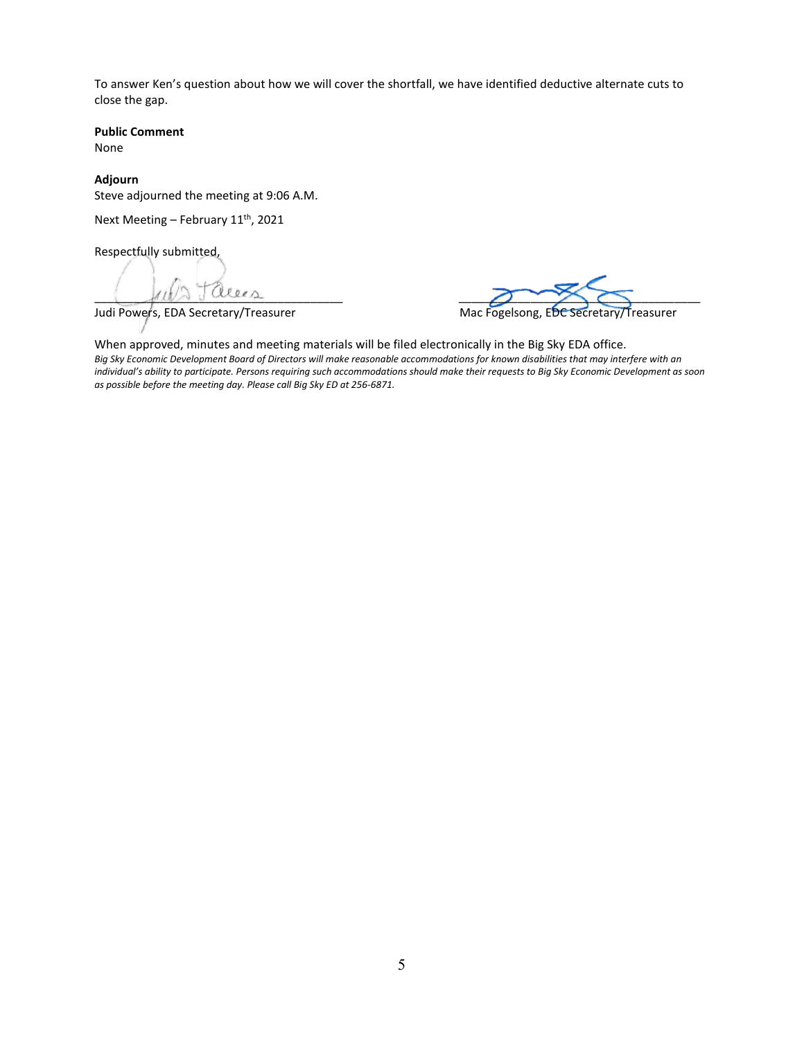To answer Ken's question about how we will cover the shortfall, we have identified deductive alternate cuts to close the gap.

**Public Comment**

None

**Adjourn**

Steve adjourned the meeting at 9:06 A.M.

Next Meeting – February 11th, 2021

Respectfully submitted,

\_\_\_\_\_\_\_\_\_\_\_\_\_\_\_\_\_\_\_\_\_\_\_\_\_\_\_\_\_\_\_\_\_\_\_\_\_\_\_\_ \_\_\_\_\_\_\_\_\_\_\_\_\_\_\_\_\_\_\_\_\_\_\_\_\_\_\_\_\_\_\_\_\_\_\_\_\_\_\_\_

Judi Powers, EDA Secretary/Treasurer Mac Fogelsong, EDC Secretary/Treasurer

When approved, minutes and meeting materials will be filed electronically in the Big Sky EDA office.

*Big Sky Economic Development Board of Directors will make reasonable accommodations for known disabilities that may interfere with an individual's ability to participate. Persons requiring such accommodations should make their requests to Big Sky Economic Development as soon as possible before the meeting day. Please call Big Sky ED at 256-6871.*